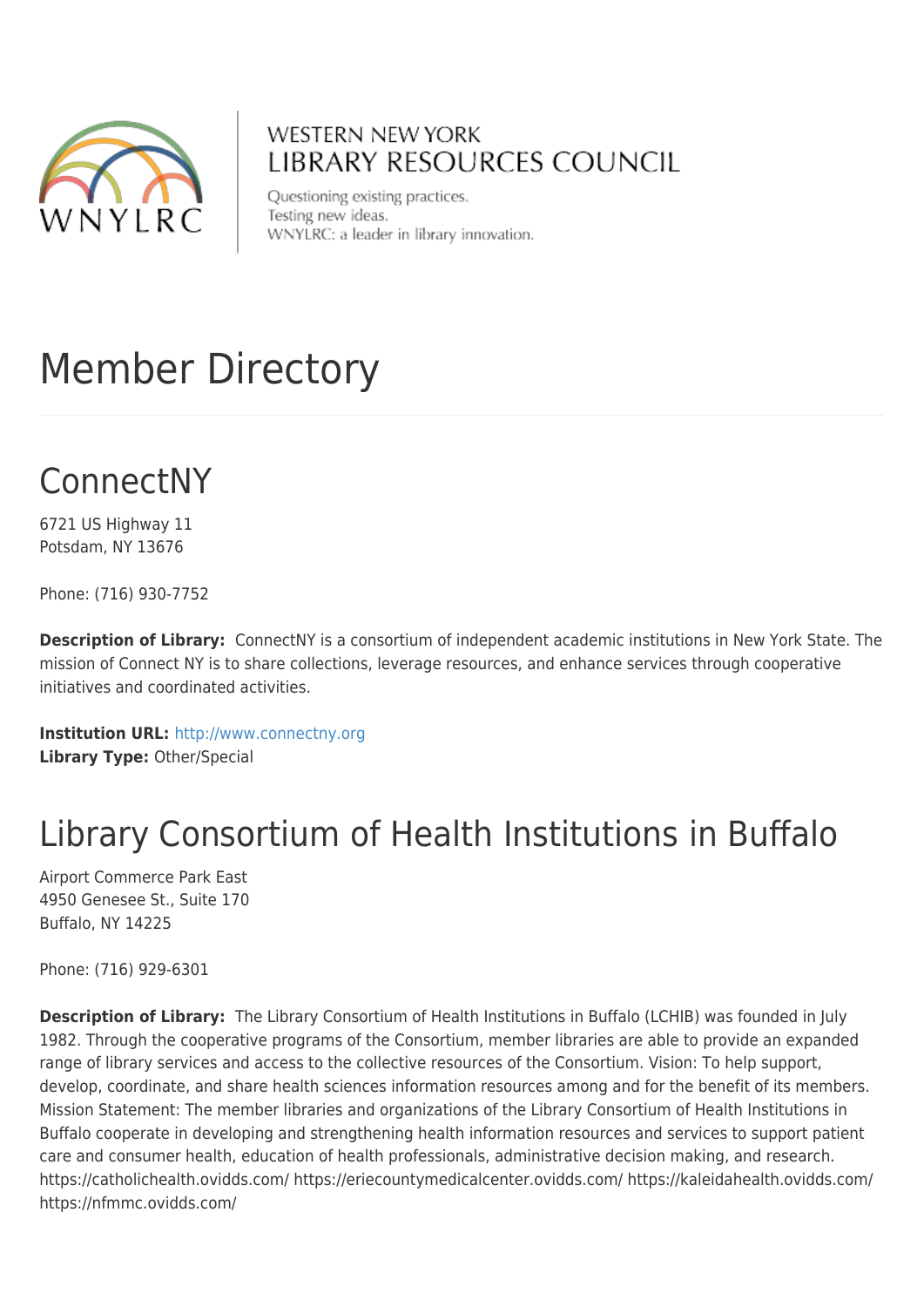WESTERN NEW YORK
LIBRARY RESOURCES COUNCIL

Questioning existing practices.
Testing new ideas.
WNYLRC: a leader in library innovation.

# Member Directory

## ConnectNY

6721 US Highway 11
Potsdam, NY 13676

Phone: (716) 930-7752

**Description of Library:** ConnectNY is a consortium of independent academic institutions in New York State. The mission of Connect NY is to share collections, leverage resources, and enhance services through cooperative initiatives and coordinated activities.

**Institution URL:** http://www.connectny.org
**Library Type:** Other/Special

## Library Consortium of Health Institutions in Buffalo

Airport Commerce Park East
4950 Genesee St., Suite 170
Buffalo, NY 14225

Phone: (716) 929-6301

**Description of Library:** The Library Consortium of Health Institutions in Buffalo (LCHIB) was founded in July 1982. Through the cooperative programs of the Consortium, member libraries are able to provide an expanded range of library services and access to the collective resources of the Consortium. Vision: To help support, develop, coordinate, and share health sciences information resources among and for the benefit of its members. Mission Statement: The member libraries and organizations of the Library Consortium of Health Institutions in Buffalo cooperate in developing and strengthening health information resources and services to support patient care and consumer health, education of health professionals, administrative decision making, and research. https://catholichealth.ovidds.com/ https://eriecountymedicalcenter.ovidds.com/ https://kaleidahealth.ovidds.com/ https://nfmmc.ovidds.com/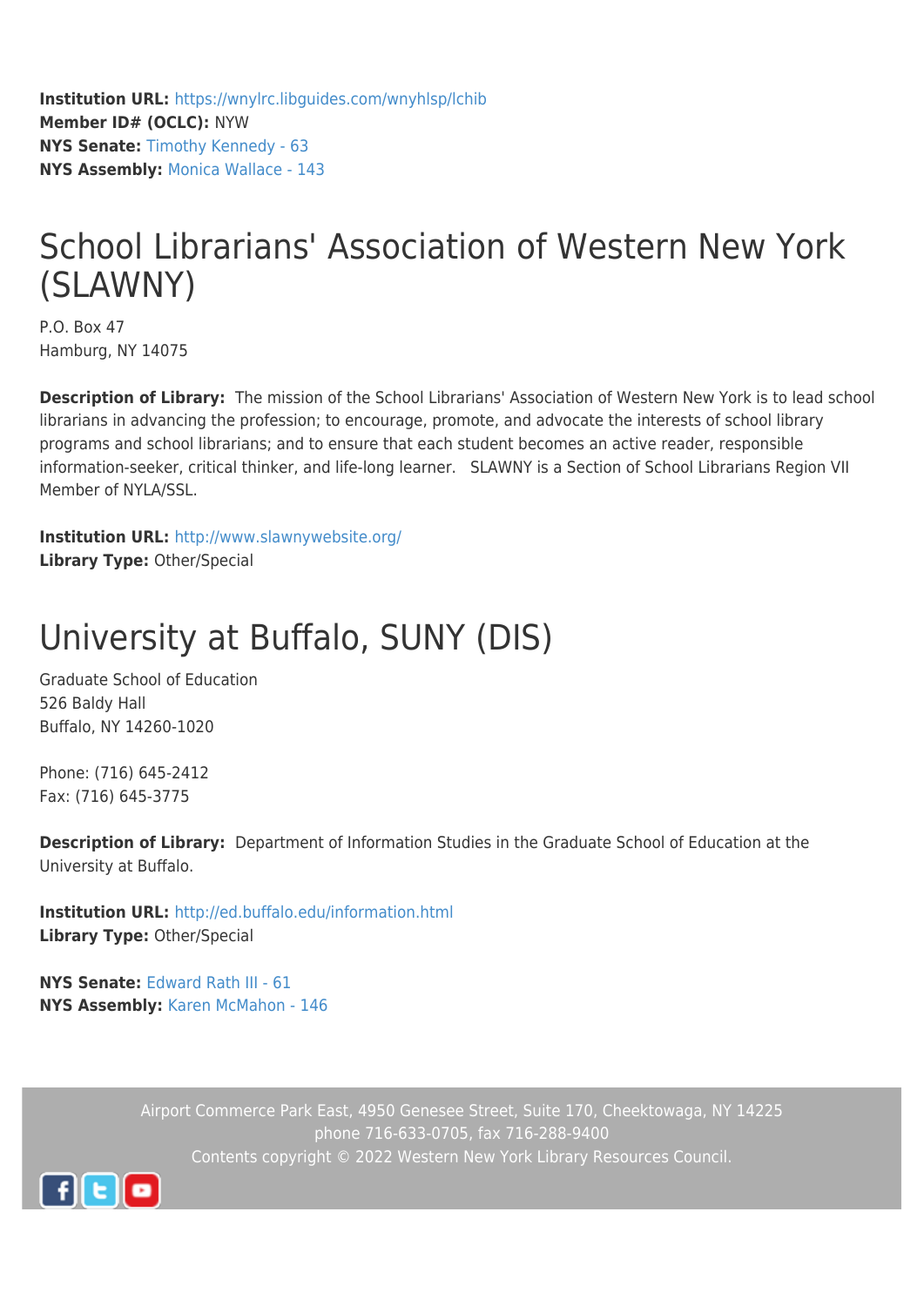**Institution URL:** https://wnylrc.libguides.com/wnyhlsp/lchib
**Member ID# (OCLC):** NYW
**NYS Senate:** Timothy Kennedy - 63
**NYS Assembly:** Monica Wallace - 143

# School Librarians' Association of Western New York (SLAWNY)

P.O. Box 47
Hamburg, NY 14075

**Description of Library:** The mission of the School Librarians' Association of Western New York is to lead school librarians in advancing the profession; to encourage, promote, and advocate the interests of school library programs and school librarians; and to ensure that each student becomes an active reader, responsible information-seeker, critical thinker, and life-long learner. SLAWNY is a Section of School Librarians Region VII Member of NYLA/SSL.

**Institution URL:** http://www.slawnywebsite.org/
**Library Type:** Other/Special

# University at Buffalo, SUNY (DIS)

Graduate School of Education
526 Baldy Hall
Buffalo, NY 14260-1020

Phone: (716) 645-2412
Fax: (716) 645-3775

**Description of Library:** Department of Information Studies in the Graduate School of Education at the University at Buffalo.

**Institution URL:** http://ed.buffalo.edu/information.html
**Library Type:** Other/Special

**NYS Senate:** Edward Rath III - 61
**NYS Assembly:** Karen McMahon - 146

Airport Commerce Park East, 4950 Genesee Street, Suite 170, Cheektowaga, NY 14225
phone 716-633-0705, fax 716-288-9400
Contents copyright © 2022 Western New York Library Resources Council.